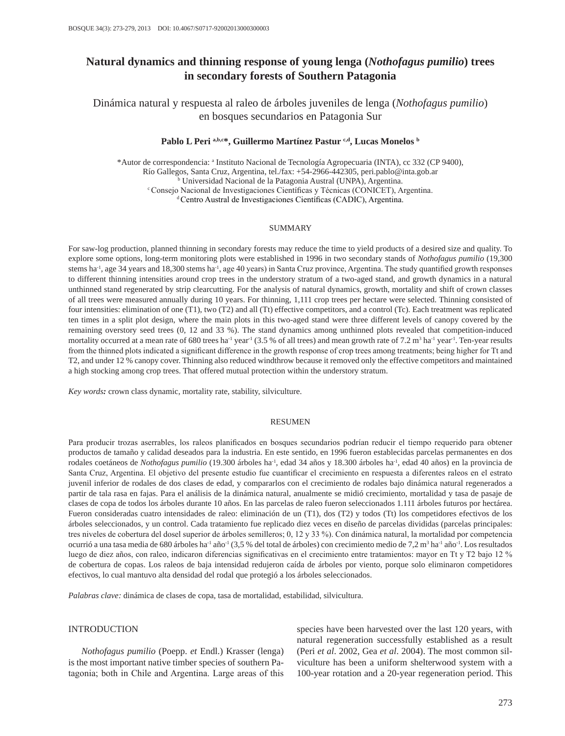# Natural dynamics and thinning response of young lenga (*Nothofagus pumilio*) trees in secondary forests of Southern Patagonia

## Dinámica natural y respuesta al raleo de árboles juveniles de lenga (*Nothofagus pumilio*) en bosques secundarios en Patagonia Sur

**Pablo L Peri [a,b,c]\*, Guillermo Martínez Pastur [c,d], Lucas Monelos [b]**

\*Autor de correspondencia: [a] Instituto Nacional de Tecnología Agropecuaria (INTA), cc 332 (CP 9400), Río Gallegos, Santa Cruz, Argentina, tel./fax: +54-2966-442305, peri.pablo@inta.gob.ar
[b] Universidad Nacional de la Patagonia Austral (UNPA), Argentina.
[c] Consejo Nacional de Investigaciones Científicas y Técnicas (CONICET), Argentina.
[d] Centro Austral de Investigaciones Científicas (CADIC), Argentina.

### SUMMARY

For saw-log production, planned thinning in secondary forests may reduce the time to yield products of a desired size and quality. To explore some options, long-term monitoring plots were established in 1996 in two secondary stands of *Nothofagus pumilio* (19,300 stems $ha^{-1}$, age 34 years and 18,300 stems $ha^{-1}$, age 40 years) in Santa Cruz province, Argentina. The study quantified growth responses to different thinning intensities around crop trees in the understory stratum of a two-aged stand, and growth dynamics in a natural unthinned stand regenerated by strip clearcutting. For the analysis of natural dynamics, growth, mortality and shift of crown classes of all trees were measured annually during 10 years. For thinning, 1,111 crop trees per hectare were selected. Thinning consisted of four intensities: elimination of one (T1), two (T2) and all (Tt) effective competitors, and a control (Tc). Each treatment was replicated ten times in a split plot design, where the main plots in this two-aged stand were three different levels of canopy covered by the remaining overstory seed trees (0, 12 and 33 %). The stand dynamics among unthinned plots revealed that competition-induced mortality occurred at a mean rate of 680 trees $ha^{-1}$ $year^{-1}$ (3.5 % of all trees) and mean growth rate of 7.2 $m^3$ $ha^{-1}$ $year^{-1}$. Ten-year results from the thinned plots indicated a significant difference in the growth response of crop trees among treatments; being higher for Tt and T2, and under 12 % canopy cover. Thinning also reduced windthrow because it removed only the effective competitors and maintained a high stocking among crop trees. That offered mutual protection within the understory stratum.

*Key words:* crown class dynamic, mortality rate, stability, silviculture.

### RESUMEN

Para producir trozas aserrables, los raleos planificados en bosques secundarios podrían reducir el tiempo requerido para obtener productos de tamaño y calidad deseados para la industria. En este sentido, en 1996 fueron establecidas parcelas permanentes en dos rodales coetáneos de *Nothofagus pumilio* (19.300 árboles $ha^{-1}$, edad 34 años y 18.300 árboles $ha^{-1}$, edad 40 años) en la provincia de Santa Cruz, Argentina. El objetivo del presente estudio fue cuantificar el crecimiento en respuesta a diferentes raleos en el estrato juvenil inferior de rodales de dos clases de edad, y compararlos con el crecimiento de rodales bajo dinámica natural regenerados a partir de tala rasa en fajas. Para el análisis de la dinámica natural, anualmente se midió crecimiento, mortalidad y tasa de pasaje de clases de copa de todos los árboles durante 10 años. En las parcelas de raleo fueron seleccionados 1.111 árboles futuros por hectárea. Fueron consideradas cuatro intensidades de raleo: eliminación de un (T1), dos (T2) y todos (Tt) los competidores efectivos de los árboles seleccionados, y un control. Cada tratamiento fue replicado diez veces en diseño de parcelas divididas (parcelas principales: tres niveles de cobertura del dosel superior de árboles semilleros; 0, 12 y 33 %). Con dinámica natural, la mortalidad por competencia ocurrió a una tasa media de 680 árboles $ha^{-1}$ $año^{-1}$ (3,5 % del total de árboles) con crecimiento medio de 7,2 $m^3$ $ha^{-1}$ $año^{-1}$. Los resultados luego de diez años, con raleo, indicaron diferencias significativas en el crecimiento entre tratamientos: mayor en Tt y T2 bajo 12 % de cobertura de copas. Los raleos de baja intensidad redujeron caída de árboles por viento, porque solo eliminaron competidores efectivos, lo cual mantuvo alta densidad del rodal que protegió a los árboles seleccionados.

*Palabras clave:* dinámica de clases de copa, tasa de mortalidad, estabilidad, silvicultura.

### INTRODUCTION

*Nothofagus pumilio* (Poepp. *et* Endl.) Krasser (lenga) is the most important native timber species of southern Patagonia; both in Chile and Argentina. Large areas of this species have been harvested over the last 120 years, with natural regeneration successfully established as a result (Peri *et al*. 2002, Gea *et al*. 2004). The most common silviculture has been a uniform shelterwood system with a 100-year rotation and a 20-year regeneration period. This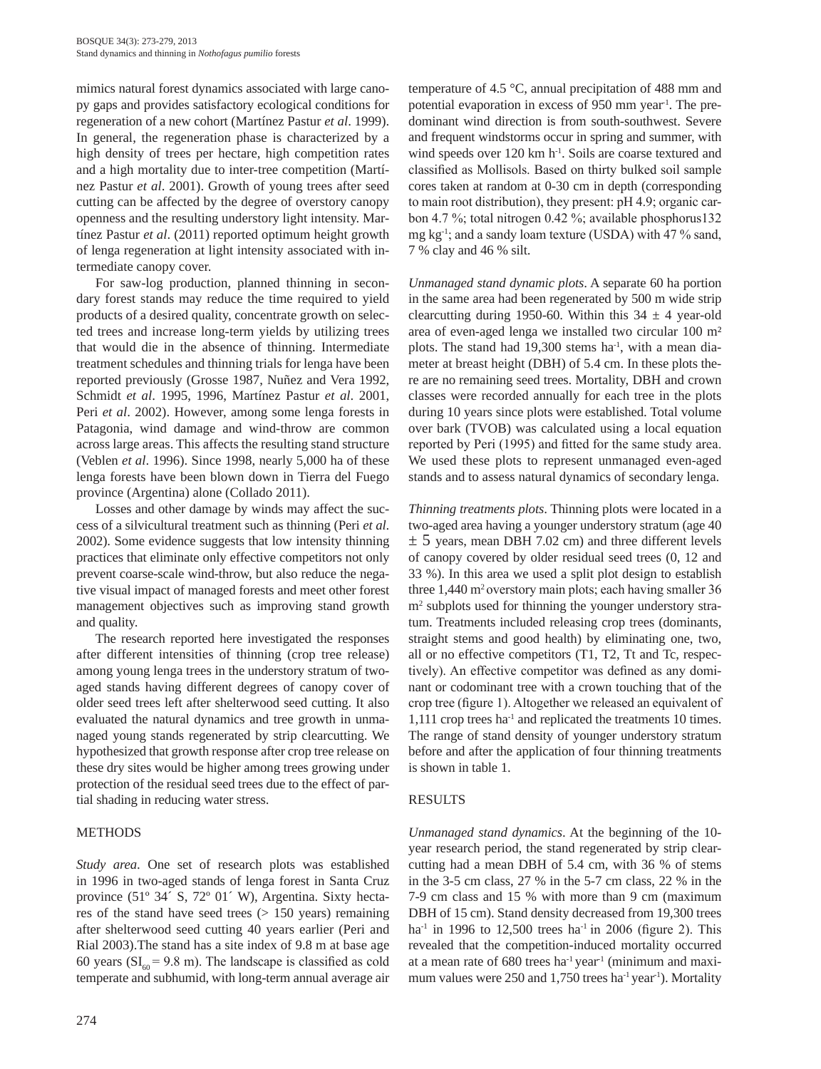mimics natural forest dynamics associated with large canopy gaps and provides satisfactory ecological conditions for regeneration of a new cohort (Martínez Pastur *et al*. 1999). In general, the regeneration phase is characterized by a high density of trees per hectare, high competition rates and a high mortality due to inter-tree competition (Martínez Pastur *et al*. 2001). Growth of young trees after seed cutting can be affected by the degree of overstory canopy openness and the resulting understory light intensity. Martínez Pastur *et al*. (2011) reported optimum height growth of lenga regeneration at light intensity associated with intermediate canopy cover.

For saw-log production, planned thinning in secondary forest stands may reduce the time required to yield products of a desired quality, concentrate growth on selected trees and increase long-term yields by utilizing trees that would die in the absence of thinning. Intermediate treatment schedules and thinning trials for lenga have been reported previously (Grosse 1987, Nuñez and Vera 1992, Schmidt *et al*. 1995, 1996, Martínez Pastur *et al*. 2001, Peri *et al*. 2002). However, among some lenga forests in Patagonia, wind damage and wind-throw are common across large areas. This affects the resulting stand structure (Veblen *et al*. 1996). Since 1998, nearly 5,000 ha of these lenga forests have been blown down in Tierra del Fuego province (Argentina) alone (Collado 2011).

Losses and other damage by winds may affect the success of a silvicultural treatment such as thinning (Peri *et al*. 2002). Some evidence suggests that low intensity thinning practices that eliminate only effective competitors not only prevent coarse-scale wind-throw, but also reduce the negative visual impact of managed forests and meet other forest management objectives such as improving stand growth and quality.

The research reported here investigated the responses after different intensities of thinning (crop tree release) among young lenga trees in the understory stratum of two-aged stands having different degrees of canopy cover of older seed trees left after shelterwood seed cutting. It also evaluated the natural dynamics and tree growth in unmanaged young stands regenerated by strip clearcutting. We hypothesized that growth response after crop tree release on these dry sites would be higher among trees growing under protection of the residual seed trees due to the effect of partial shading in reducing water stress.

## METHODS

*Study area*. One set of research plots was established in 1996 in two-aged stands of lenga forest in Santa Cruz province (51º 34´ S, 72º 01´ W), Argentina. Sixty hectares of the stand have seed trees (> 150 years) remaining after shelterwood seed cutting 40 years earlier (Peri and Rial 2003).The stand has a site index of 9.8 m at base age 60 years ($SI_{60}$ = 9.8 m). The landscape is classified as cold temperate and subhumid, with long-term annual average air temperature of 4.5 °C, annual precipitation of 488 mm and potential evaporation in excess of 950 mm year$^{-1}$. The predominant wind direction is from south-southwest. Severe and frequent windstorms occur in spring and summer, with wind speeds over 120 km h$^{-1}$. Soils are coarse textured and classified as Mollisols. Based on thirty bulked soil sample cores taken at random at 0-30 cm in depth (corresponding to main root distribution), they present: pH 4.9; organic carbon 4.7 %; total nitrogen 0.42 %; available phosphorus132 mg kg$^{-1}$; and a sandy loam texture (USDA) with 47 % sand, 7 % clay and 46 % silt.

*Unmanaged stand dynamic plots*. A separate 60 ha portion in the same area had been regenerated by 500 m wide strip clearcutting during 1950-60. Within this 34 ± 4 year-old area of even-aged lenga we installed two circular 100 m² plots. The stand had 19,300 stems ha$^{-1}$, with a mean diameter at breast height (DBH) of 5.4 cm. In these plots there are no remaining seed trees. Mortality, DBH and crown classes were recorded annually for each tree in the plots during 10 years since plots were established. Total volume over bark (TVOB) was calculated using a local equation reported by Peri (1995) and fitted for the same study area. We used these plots to represent unmanaged even-aged stands and to assess natural dynamics of secondary lenga.

*Thinning treatments plots*. Thinning plots were located in a two-aged area having a younger understory stratum (age 40 ± 5 years, mean DBH 7.02 cm) and three different levels of canopy covered by older residual seed trees (0, 12 and 33 %). In this area we used a split plot design to establish three 1,440 m² overstory main plots; each having smaller 36 m² subplots used for thinning the younger understory stratum. Treatments included releasing crop trees (dominants, straight stems and good health) by eliminating one, two, all or no effective competitors (T1, T2, Tt and Tc, respectively). An effective competitor was defined as any dominant or codominant tree with a crown touching that of the crop tree (figure 1). Altogether we released an equivalent of 1,111 crop trees ha$^{-1}$ and replicated the treatments 10 times. The range of stand density of younger understory stratum before and after the application of four thinning treatments is shown in table 1.

## RESULTS

*Unmanaged stand dynamics*. At the beginning of the 10-year research period, the stand regenerated by strip clearcutting had a mean DBH of 5.4 cm, with 36 % of stems in the 3-5 cm class, 27 % in the 5-7 cm class, 22 % in the 7-9 cm class and 15 % with more than 9 cm (maximum DBH of 15 cm). Stand density decreased from 19,300 trees ha$^{-1}$ in 1996 to 12,500 trees ha$^{-1}$ in 2006 (figure 2). This revealed that the competition-induced mortality occurred at a mean rate of 680 trees ha$^{-1}$ year$^{-1}$ (minimum and maximum values were 250 and 1,750 trees ha$^{-1}$ year$^{-1}$). Mortality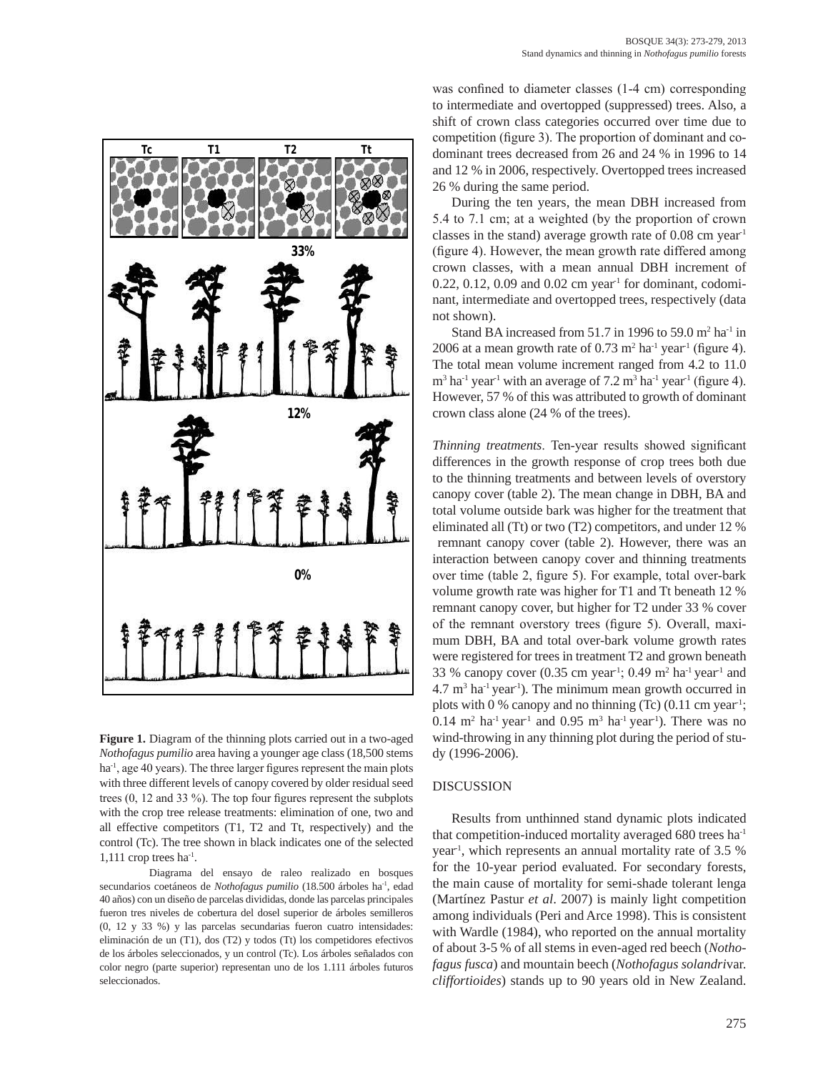**Figure 1.** Diagram of the thinning plots carried out in a two-aged *Nothofagus pumilio* area having a younger age class (18,500 stems ha$^{-1}$, age 40 years). The three larger figures represent the main plots with three different levels of canopy covered by older residual seed trees (0, 12 and 33 %). The top four figures represent the subplots with the crop tree release treatments: elimination of one, two and all effective competitors (T1, T2 and Tt, respectively) and the control (Tc). The tree shown in black indicates one of the selected 1,111 crop trees ha$^{-1}$.

Diagrama del ensayo de raleo realizado en bosques secundarios coetáneos de *Nothofagus pumilio* (18.500 árboles ha$^{-1}$, edad 40 años) con un diseño de parcelas divididas, donde las parcelas principales fueron tres niveles de cobertura del dosel superior de árboles semilleros (0, 12 y 33 %) y las parcelas secundarias fueron cuatro intensidades: eliminación de un (T1), dos (T2) y todos (Tt) los competidores efectivos de los árboles seleccionados, y un control (Tc). Los árboles señalados con color negro (parte superior) representan uno de los 1.111 árboles futuros seleccionados.

was confined to diameter classes (1-4 cm) corresponding to intermediate and overtopped (suppressed) trees. Also, a shift of crown class categories occurred over time due to competition (figure 3). The proportion of dominant and co-dominant trees decreased from 26 and 24 % in 1996 to 14 and 12 % in 2006, respectively. Overtopped trees increased 26 % during the same period.

During the ten years, the mean DBH increased from 5.4 to 7.1 cm; at a weighted (by the proportion of crown classes in the stand) average growth rate of 0.08 cm year$^{-1}$ (figure 4). However, the mean growth rate differed among crown classes, with a mean annual DBH increment of 0.22, 0.12, 0.09 and 0.02 cm year$^{-1}$ for dominant, codominant, intermediate and overtopped trees, respectively (data not shown).

Stand BA increased from 51.7 in 1996 to 59.0 m$^2$ ha$^{-1}$ in 2006 at a mean growth rate of 0.73 m$^2$ ha$^{-1}$ year$^{-1}$ (figure 4). The total mean volume increment ranged from 4.2 to 11.0 m$^3$ ha$^{-1}$ year$^{-1}$ with an average of 7.2 m$^3$ ha$^{-1}$ year$^{-1}$ (figure 4). However, 57 % of this was attributed to growth of dominant crown class alone (24 % of the trees).

*Thinning treatments*. Ten-year results showed significant differences in the growth response of crop trees both due to the thinning treatments and between levels of overstory canopy cover (table 2). The mean change in DBH, BA and total volume outside bark was higher for the treatment that eliminated all (Tt) or two (T2) competitors, and under 12 % remnant canopy cover (table 2). However, there was an interaction between canopy cover and thinning treatments over time (table 2, figure 5). For example, total over-bark volume growth rate was higher for T1 and Tt beneath 12 % remnant canopy cover, but higher for T2 under 33 % cover of the remnant overstory trees (figure 5). Overall, maximum DBH, BA and total over-bark volume growth rates were registered for trees in treatment T2 and grown beneath 33 % canopy cover (0.35 cm year$^{-1}$; 0.49 m$^2$ ha$^{-1}$ year$^{-1}$ and 4.7 m$^3$ ha$^{-1}$ year$^{-1}$). The minimum mean growth occurred in plots with 0 % canopy and no thinning (Tc) (0.11 cm year$^{-1}$; 0.14 m$^2$ ha$^{-1}$ year$^{-1}$ and 0.95 m$^3$ ha$^{-1}$ year$^{-1}$). There was no wind-throwing in any thinning plot during the period of study (1996-2006).

## DISCUSSION

Results from unthinned stand dynamic plots indicated that competition-induced mortality averaged 680 trees ha$^{-1}$ year$^{-1}$, which represents an annual mortality rate of 3.5 % for the 10-year period evaluated. For secondary forests, the main cause of mortality for semi-shade tolerant lenga (Martínez Pastur *et al*. 2007) is mainly light competition among individuals (Peri and Arce 1998). This is consistent with Wardle (1984), who reported on the annual mortality of about 3-5 % of all stems in even-aged red beech (*Nothofagus fusca*) and mountain beech (*Nothofagus solandri* var. *cliffortioides*) stands up to 90 years old in New Zealand.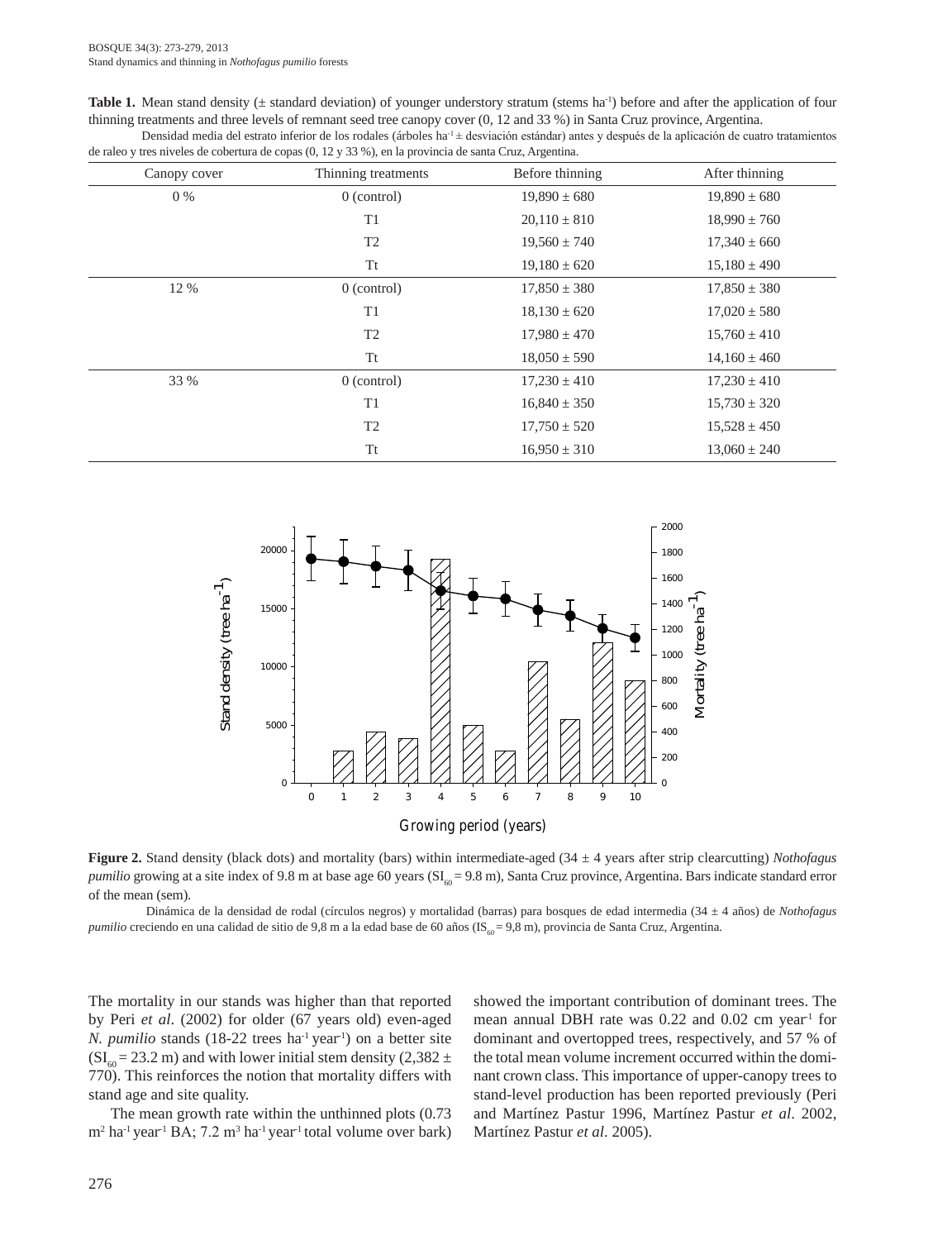**Table 1.** Mean stand density (± standard deviation) of younger understory stratum (stems $ha^{-1}$) before and after the application of four thinning treatments and three levels of remnant seed tree canopy cover (0, 12 and 33 %) in Santa Cruz province, Argentina.

Densidad media del estrato inferior de los rodales (árboles $ha^{-1}$ ± desviación estándar) antes y después de la aplicación de cuatro tratamientos de raleo y tres niveles de cobertura de copas (0, 12 y 33 %), en la provincia de santa Cruz, Argentina.

| Canopy cover | Thinning treatments | Before thinning | After thinning |
|---|---|---|---|
| 0 % | 0 (control) | 19,890 ± 680 | 19,890 ± 680 |
| | T1 | 20,110 ± 810 | 18,990 ± 760 |
| | T2 | 19,560 ± 740 | 17,340 ± 660 |
| | Tt | 19,180 ± 620 | 15,180 ± 490 |
| 12 % | 0 (control) | 17,850 ± 380 | 17,850 ± 380 |
| | T1 | 18,130 ± 620 | 17,020 ± 580 |
| | T2 | 17,980 ± 470 | 15,760 ± 410 |
| | Tt | 18,050 ± 590 | 14,160 ± 460 |
| 33 % | 0 (control) | 17,230 ± 410 | 17,230 ± 410 |
| | T1 | 16,840 ± 350 | 15,730 ± 320 |
| | T2 | 17,750 ± 520 | 15,528 ± 450 |
| | Tt | 16,950 ± 310 | 13,060 ± 240 |

**Figure 2.** Stand density (black dots) and mortality (bars) within intermediate-aged (34 ± 4 years after strip clearcutting) *Nothofagus pumilio* growing at a site index of 9.8 m at base age 60 years ($SI_{60}$ = 9.8 m), Santa Cruz province, Argentina. Bars indicate standard error of the mean (sem).

Dinámica de la densidad de rodal (círculos negros) y mortalidad (barras) para bosques de edad intermedia (34 ± 4 años) de *Nothofagus pumilio* creciendo en una calidad de sitio de 9,8 m a la edad base de 60 años ($IS_{60}$ = 9,8 m), provincia de Santa Cruz, Argentina.

The mortality in our stands was higher than that reported by Peri *et al*. (2002) for older (67 years old) even-aged *N. pumilio* stands (18-22 trees $ha^{-1}$ $year^{-1}$) on a better site ($SI_{60}$ = 23.2 m) and with lower initial stem density (2,382 ± 770). This reinforces the notion that mortality differs with stand age and site quality.

The mean growth rate within the unthinned plots (0.73 $m^2$ $ha^{-1}$ $year^{-1}$ BA; 7.2 $m^3$ $ha^{-1}$ $year^{-1}$ total volume over bark) showed the important contribution of dominant trees. The mean annual DBH rate was 0.22 and 0.02 cm $year^{-1}$ for dominant and overtopped trees, respectively, and 57 % of the total mean volume increment occurred within the dominant crown class. This importance of upper-canopy trees to stand-level production has been reported previously (Peri and Martínez Pastur 1996, Martínez Pastur *et al*. 2002, Martínez Pastur *et al*. 2005).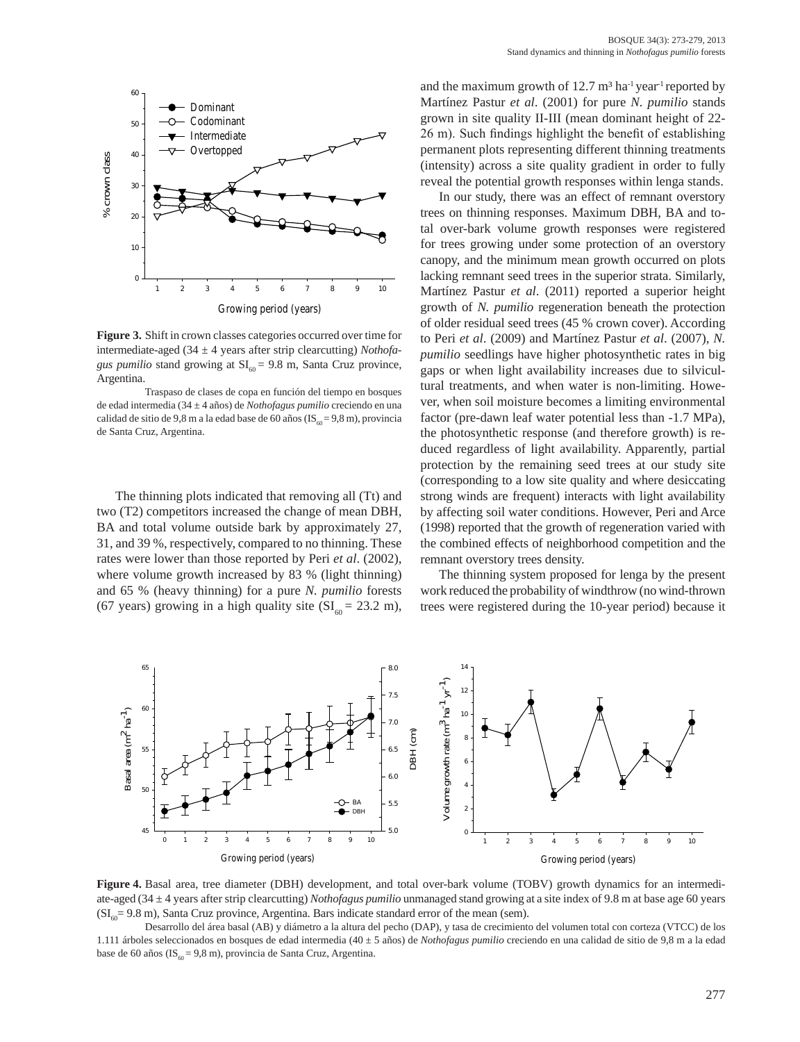**Figure 3.** Shift in crown classes categories occurred over time for intermediate-aged (34 ± 4 years after strip clearcutting) *Nothofagus pumilio* stand growing at $SI_{60}$ = 9.8 m, Santa Cruz province, Argentina.

Traspaso de clases de copa en función del tiempo en bosques de edad intermedia (34 ± 4 años) de *Nothofagus pumilio* creciendo en una calidad de sitio de 9,8 m a la edad base de 60 años ($IS_{60}$ = 9,8 m), provincia de Santa Cruz, Argentina.

The thinning plots indicated that removing all (Tt) and two (T2) competitors increased the change of mean DBH, BA and total volume outside bark by approximately 27, 31, and 39 %, respectively, compared to no thinning. These rates were lower than those reported by Peri *et al*. (2002), where volume growth increased by 83 % (light thinning) and 65 % (heavy thinning) for a pure *N. pumilio* forests (67 years) growing in a high quality site ($SI_{60}$ = 23.2 m), and the maximum growth of 12.7 m³ ha⁻¹ year⁻¹ reported by Martínez Pastur *et al*. (2001) for pure *N. pumilio* stands grown in site quality II-III (mean dominant height of 22-26 m). Such findings highlight the benefit of establishing permanent plots representing different thinning treatments (intensity) across a site quality gradient in order to fully reveal the potential growth responses within lenga stands.

In our study, there was an effect of remnant overstory trees on thinning responses. Maximum DBH, BA and total over-bark volume growth responses were registered for trees growing under some protection of an overstory canopy, and the minimum mean growth occurred on plots lacking remnant seed trees in the superior strata. Similarly, Martínez Pastur *et al*. (2011) reported a superior height growth of *N. pumilio* regeneration beneath the protection of older residual seed trees (45 % crown cover). According to Peri *et al*. (2009) and Martínez Pastur *et al*. (2007), *N. pumilio* seedlings have higher photosynthetic rates in big gaps or when light availability increases due to silvicultural treatments, and when water is non-limiting. However, when soil moisture becomes a limiting environmental factor (pre-dawn leaf water potential less than -1.7 MPa), the photosynthetic response (and therefore growth) is reduced regardless of light availability. Apparently, partial protection by the remaining seed trees at our study site (corresponding to a low site quality and where desiccating strong winds are frequent) interacts with light availability by affecting soil water conditions. However, Peri and Arce (1998) reported that the growth of regeneration varied with the combined effects of neighborhood competition and the remnant overstory trees density.

The thinning system proposed for lenga by the present work reduced the probability of windthrow (no wind-thrown trees were registered during the 10-year period) because it

**Figure 4.** Basal area, tree diameter (DBH) development, and total over-bark volume (TOBV) growth dynamics for an intermediate-aged (34 ± 4 years after strip clearcutting) *Nothofagus pumilio* unmanaged stand growing at a site index of 9.8 m at base age 60 years ($SI_{60}$= 9.8 m), Santa Cruz province, Argentina. Bars indicate standard error of the mean (sem).

Desarrollo del área basal (AB) y diámetro a la altura del pecho (DAP), y tasa de crecimiento del volumen total con corteza (VTCC) de los 1.111 árboles seleccionados en bosques de edad intermedia (40 ± 5 años) de *Nothofagus pumilio* creciendo en una calidad de sitio de 9,8 m a la edad base de 60 años ($IS_{60}$ = 9,8 m), provincia de Santa Cruz, Argentina.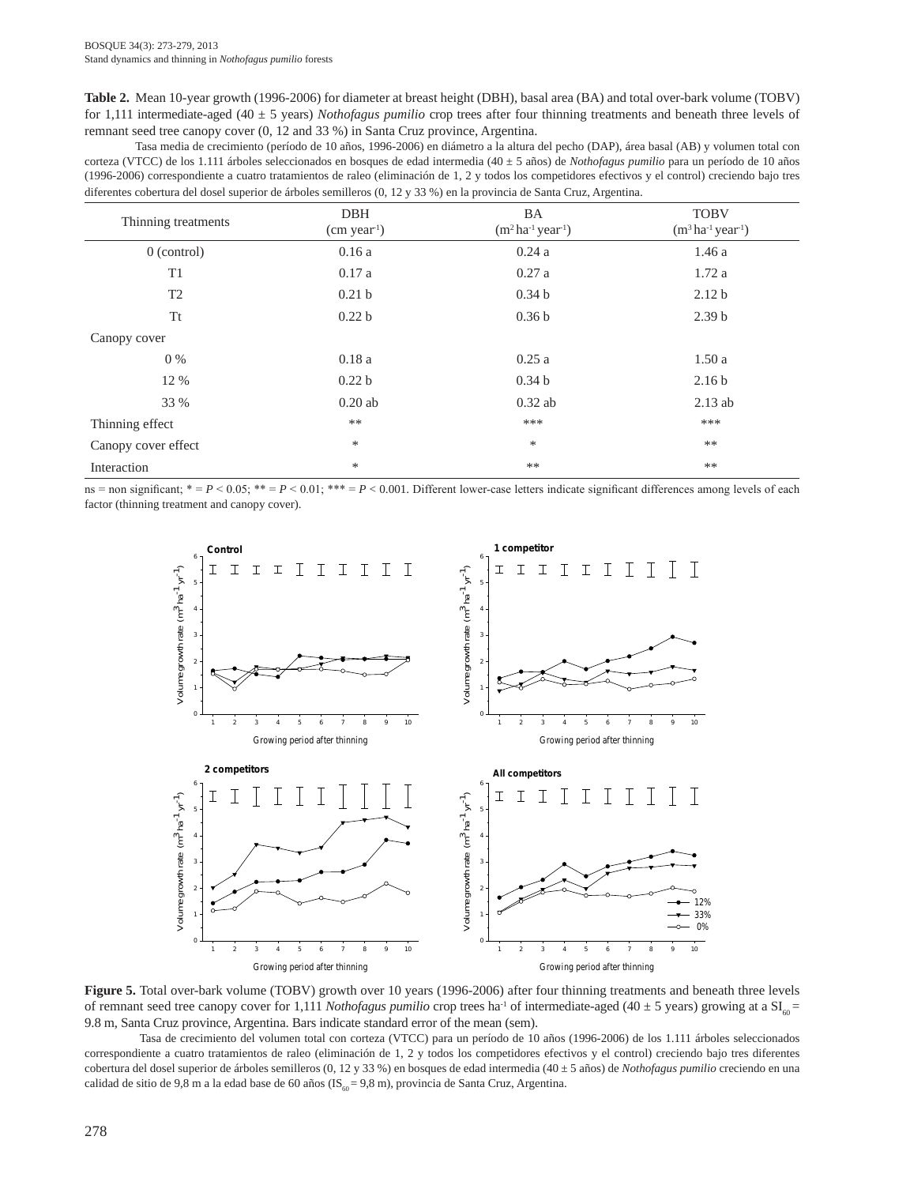**Table 2.** Mean 10-year growth (1996-2006) for diameter at breast height (DBH), basal area (BA) and total over-bark volume (TOBV) for 1,111 intermediate-aged (40 ± 5 years) *Nothofagus pumilio* crop trees after four thinning treatments and beneath three levels of remnant seed tree canopy cover (0, 12 and 33 %) in Santa Cruz province, Argentina.

Tasa media de crecimiento (período de 10 años, 1996-2006) en diámetro a la altura del pecho (DAP), área basal (AB) y volumen total con corteza (VTCC) de los 1.111 árboles seleccionados en bosques de edad intermedia (40 ± 5 años) de *Nothofagus pumilio* para un período de 10 años (1996-2006) correspondiente a cuatro tratamientos de raleo (eliminación de 1, 2 y todos los competidores efectivos y el control) creciendo bajo tres diferentes cobertura del dosel superior de árboles semilleros (0, 12 y 33 %) en la provincia de Santa Cruz, Argentina.

| Thinning treatments | DBH (cm year$^{-1}$) | BA (m$^2$ ha$^{-1}$ year$^{-1}$) | TOBV (m$^3$ ha$^{-1}$ year$^{-1}$) |
|---|---|---|---|
| 0 (control) | 0.16 a | 0.24 a | 1.46 a |
| T1 | 0.17 a | 0.27 a | 1.72 a |
| T2 | 0.21 b | 0.34 b | 2.12 b |
| Tt | 0.22 b | 0.36 b | 2.39 b |
| Canopy cover | | | |
| 0 % | 0.18 a | 0.25 a | 1.50 a |
| 12 % | 0.22 b | 0.34 b | 2.16 b |
| 33 % | 0.20 ab | 0.32 ab | 2.13 ab |
| Thinning effect | ** | *** | *** |
| Canopy cover effect | * | * | ** |
| Interaction | * | ** | ** |

ns = non significant; * = $P < 0.05$; ** = $P < 0.01$; *** = $P < 0.001$. Different lower-case letters indicate significant differences among levels of each factor (thinning treatment and canopy cover).

**Figure 5.** Total over-bark volume (TOBV) growth over 10 years (1996-2006) after four thinning treatments and beneath three levels of remnant seed tree canopy cover for 1,111 *Nothofagus pumilio* crop trees ha$^{-1}$ of intermediate-aged (40 ± 5 years) growing at a $SI_{60}$ = 9.8 m, Santa Cruz province, Argentina. Bars indicate standard error of the mean (sem).

Tasa de crecimiento del volumen total con corteza (VTCC) para un período de 10 años (1996-2006) de los 1.111 árboles seleccionados correspondiente a cuatro tratamientos de raleo (eliminación de 1, 2 y todos los competidores efectivos y el control) creciendo bajo tres diferentes cobertura del dosel superior de árboles semilleros (0, 12 y 33 %) en bosques de edad intermedia (40 ± 5 años) de *Nothofagus pumilio* creciendo en una calidad de sitio de 9,8 m a la edad base de 60 años ($IS_{60}$ = 9,8 m), provincia de Santa Cruz, Argentina.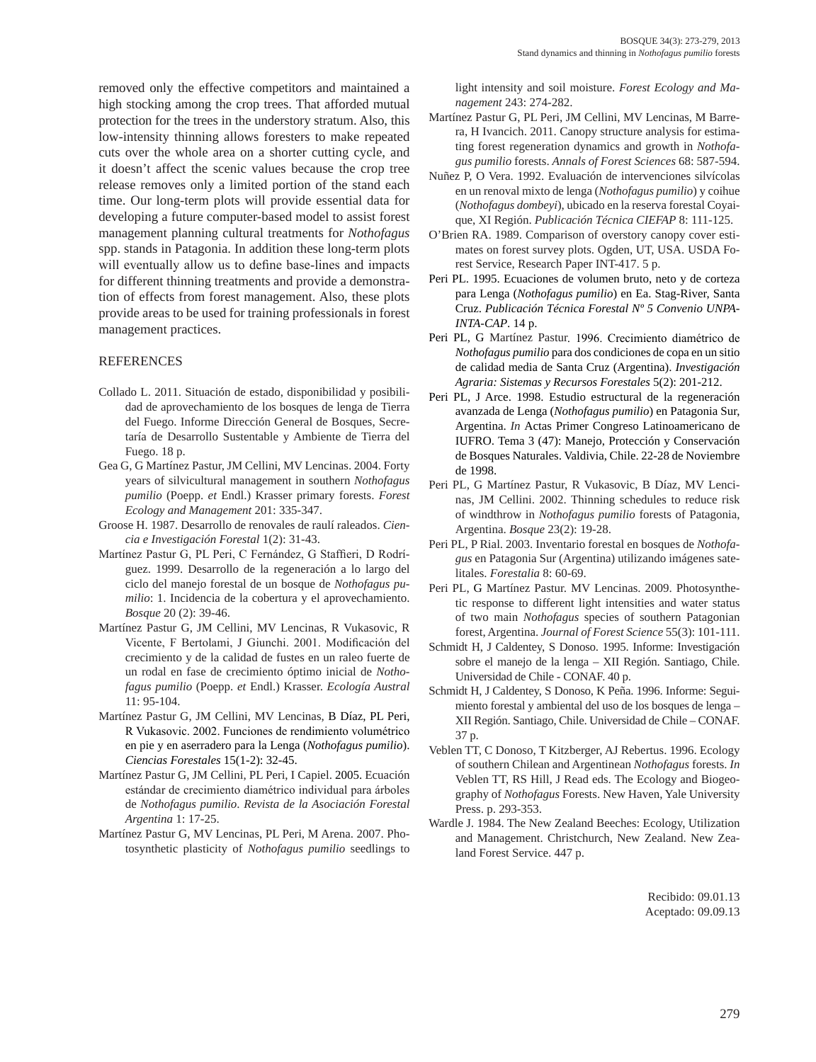removed only the effective competitors and maintained a high stocking among the crop trees. That afforded mutual protection for the trees in the understory stratum. Also, this low-intensity thinning allows foresters to make repeated cuts over the whole area on a shorter cutting cycle, and it doesn't affect the scenic values because the crop tree release removes only a limited portion of the stand each time. Our long-term plots will provide essential data for developing a future computer-based model to assist forest management planning cultural treatments for *Nothofagus* spp. stands in Patagonia. In addition these long-term plots will eventually allow us to define base-lines and impacts for different thinning treatments and provide a demonstration of effects from forest management. Also, these plots provide areas to be used for training professionals in forest management practices.

## REFERENCES

Collado L. 2011. Situación de estado, disponibilidad y posibilidad de aprovechamiento de los bosques de lenga de Tierra del Fuego. Informe Dirección General de Bosques, Secretaría de Desarrollo Sustentable y Ambiente de Tierra del Fuego. 18 p.

Gea G, G Martínez Pastur, JM Cellini, MV Lencinas. 2004. Forty years of silvicultural management in southern *Nothofagus pumilio* (Poepp. *et* Endl.) Krasser primary forests. *Forest Ecology and Management* 201: 335-347.

Groose H. 1987. Desarrollo de renovales de raulí raleados. *Ciencia e Investigación Forestal* 1(2): 31-43.

Martínez Pastur G, PL Peri, C Fernández, G Staffieri, D Rodríguez. 1999. Desarrollo de la regeneración a lo largo del ciclo del manejo forestal de un bosque de *Nothofagus pumilio*: 1. Incidencia de la cobertura y el aprovechamiento. *Bosque* 20 (2): 39-46.

Martínez Pastur G, JM Cellini, MV Lencinas, R Vukasovic, R Vicente, F Bertolami, J Giunchi. 2001. Modificación del crecimiento y de la calidad de fustes en un raleo fuerte de un rodal en fase de crecimiento óptimo inicial de *Nothofagus pumilio* (Poepp. *et* Endl.) Krasser. *Ecología Austral* 11: 95-104.

Martínez Pastur G, JM Cellini, MV Lencinas, B Díaz, PL Peri, R Vukasovic. 2002. Funciones de rendimiento volumétrico en pie y en aserradero para la Lenga (*Nothofagus pumilio*). *Ciencias Forestales* 15(1-2): 32-45.

Martínez Pastur G, JM Cellini, PL Peri, I Capiel. 2005. Ecuación estándar de crecimiento diamétrico individual para árboles de *Nothofagus pumilio*. *Revista de la Asociación Forestal Argentina* 1: 17-25.

Martínez Pastur G, MV Lencinas, PL Peri, M Arena. 2007. Photosynthetic plasticity of *Nothofagus pumilio* seedlings to light intensity and soil moisture. *Forest Ecology and Management* 243: 274-282.

Martínez Pastur G, PL Peri, JM Cellini, MV Lencinas, M Barrera, H Ivancich. 2011. Canopy structure analysis for estimating forest regeneration dynamics and growth in *Nothofagus pumilio* forests. *Annals of Forest Sciences* 68: 587-594.

Nuñez P, O Vera. 1992. Evaluación de intervenciones silvícolas en un renoval mixto de lenga (*Nothofagus pumilio*) y coihue (*Nothofagus dombeyi*), ubicado en la reserva forestal Coyaique, XI Región. *Publicación Técnica CIEFAP* 8: 111-125.

O'Brien RA. 1989. Comparison of overstory canopy cover estimates on forest survey plots. Ogden, UT, USA. USDA Forest Service, Research Paper INT-417. 5 p.

Peri PL. 1995. Ecuaciones de volumen bruto, neto y de corteza para Lenga (*Nothofagus pumilio*) en Ea. Stag-River, Santa Cruz. *Publicación Técnica Forestal Nº 5 Convenio UNPA-INTA-CAP*. 14 p.

Peri PL, G Martínez Pastur. 1996. Crecimiento diamétrico de *Nothofagus pumilio* para dos condiciones de copa en un sitio de calidad media de Santa Cruz (Argentina). *Investigación Agraria: Sistemas y Recursos Forestales* 5(2): 201-212.

Peri PL, J Arce. 1998. Estudio estructural de la regeneración avanzada de Lenga (*Nothofagus pumilio*) en Patagonia Sur, Argentina. *In* Actas Primer Congreso Latinoamericano de IUFRO. Tema 3 (47): Manejo, Protección y Conservación de Bosques Naturales. Valdivia, Chile. 22-28 de Noviembre de 1998.

Peri PL, G Martínez Pastur, R Vukasovic, B Díaz, MV Lencinas, JM Cellini. 2002. Thinning schedules to reduce risk of windthrow in *Nothofagus pumilio* forests of Patagonia, Argentina. *Bosque* 23(2): 19-28.

Peri PL, P Rial. 2003. Inventario forestal en bosques de *Nothofagus* en Patagonia Sur (Argentina) utilizando imágenes satelitales. *Forestalia* 8: 60-69.

Peri PL, G Martínez Pastur. MV Lencinas. 2009. Photosynthetic response to different light intensities and water status of two main *Nothofagus* species of southern Patagonian forest, Argentina. *Journal of Forest Science* 55(3): 101-111.

Schmidt H, J Caldentey, S Donoso. 1995. Informe: Investigación sobre el manejo de la lenga – XII Región. Santiago, Chile. Universidad de Chile - CONAF. 40 p.

Schmidt H, J Caldentey, S Donoso, K Peña. 1996. Informe: Seguimiento forestal y ambiental del uso de los bosques de lenga – XII Región. Santiago, Chile. Universidad de Chile – CONAF. 37 p.

Veblen TT, C Donoso, T Kitzberger, AJ Rebertus. 1996. Ecology of southern Chilean and Argentinean *Nothofagus* forests. *In* Veblen TT, RS Hill, J Read eds. The Ecology and Biogeography of *Nothofagus* Forests. New Haven, Yale University Press. p. 293-353.

Wardle J. 1984. The New Zealand Beeches: Ecology, Utilization and Management. Christchurch, New Zealand. New Zealand Forest Service. 447 p.

Recibido: 09.01.13
Aceptado: 09.09.13